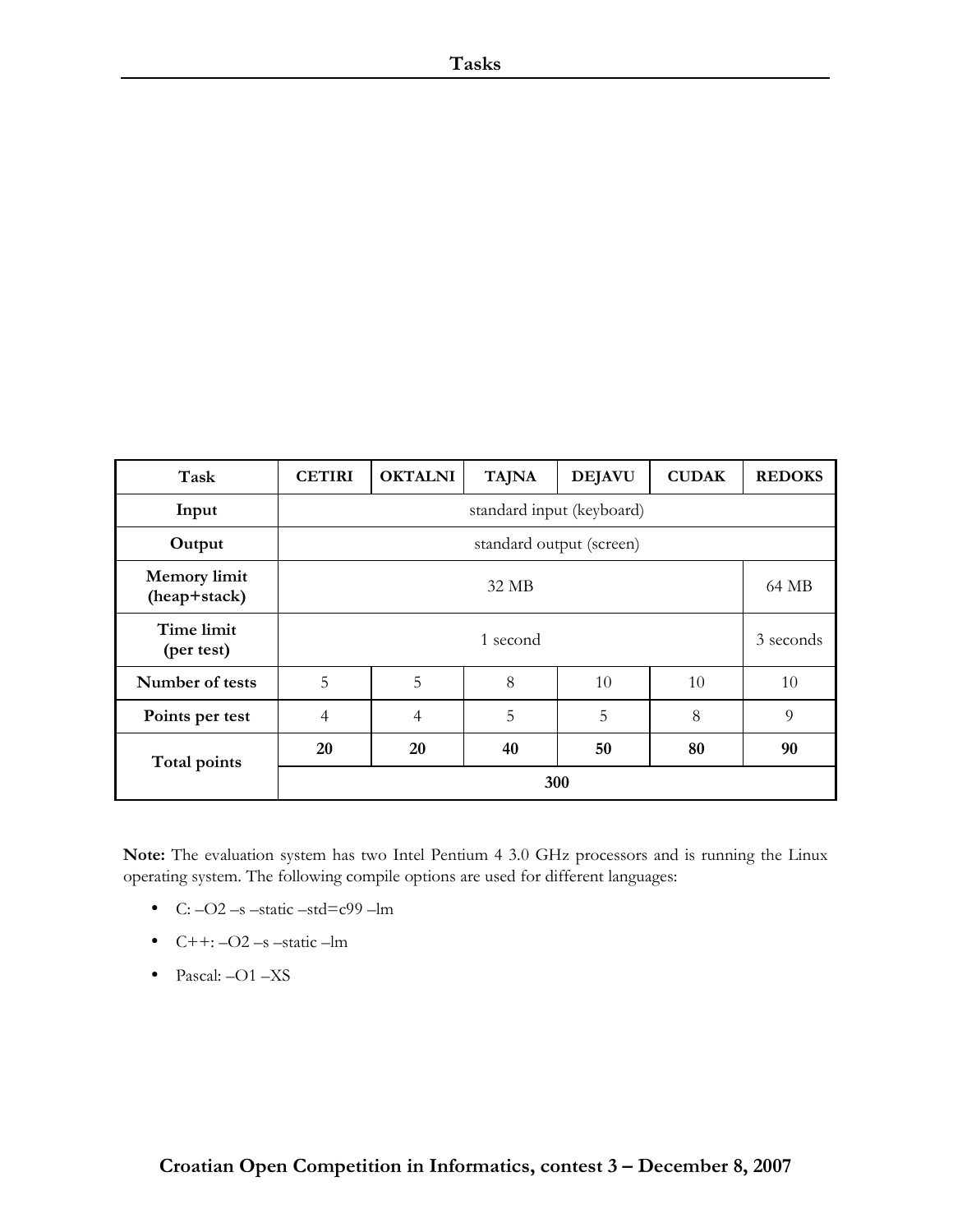# Tasks

| Task | CETIRI | OKTALNI | TAJNA | DEJAVU | CUDAK | REDOKS |
|---|---|---|---|---|---|---|
| **Input** | standard input (keyboard) | | | | | |
| **Output** | standard output (screen) | | | | | |
| **Memory limit (heap+stack)** | 32 MB | | | | | 64 MB |
| **Time limit (per test)** | 1 second | | | | | 3 seconds |
| **Number of tests** | 5 | 5 | 8 | 10 | 10 | 10 |
| **Points per test** | 4 | 4 | 5 | 5 | 8 | 9 |
| **Total points** | **20** | **20** | **40** | **50** | **80** | **90** |
| | **300** | | | | | |

**Note:** The evaluation system has two Intel Pentium 4 3.0 GHz processors and is running the Linux operating system. The following compile options are used for different languages:

- C: –O2 –s –static –std=c99 –lm
- C++: –O2 –s –static –lm
- Pascal: –O1 –XS

**Croatian Open Competition in Informatics, contest 3 – December 8, 2007**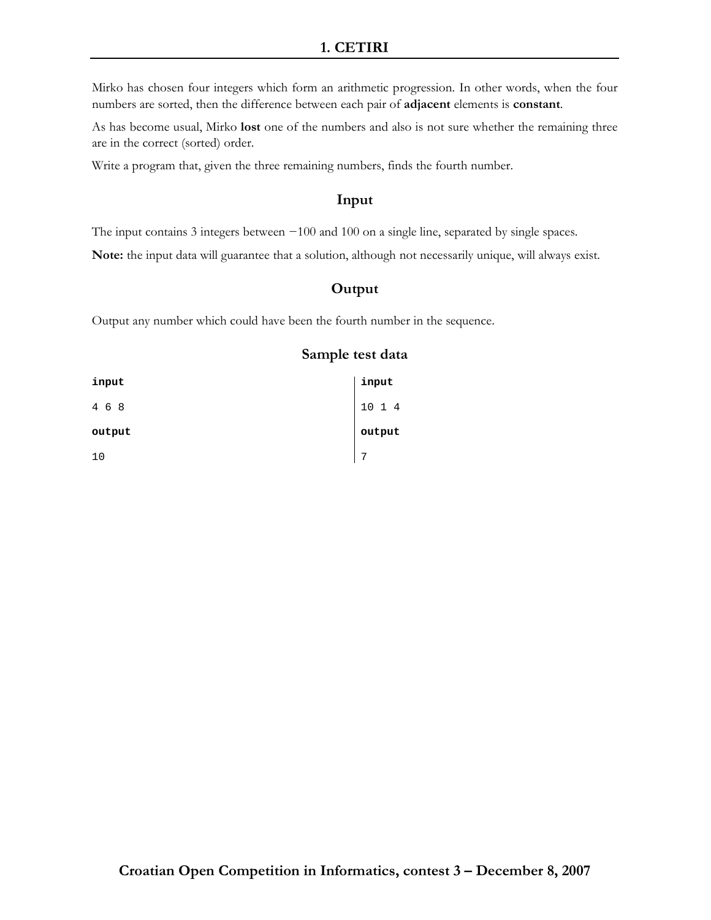# 1. CETIRI

Mirko has chosen four integers which form an arithmetic progression. In other words, when the four numbers are sorted, then the difference between each pair of **adjacent** elements is **constant**.

As has become usual, Mirko **lost** one of the numbers and also is not sure whether the remaining three are in the correct (sorted) order.

Write a program that, given the three remaining numbers, finds the fourth number.

## Input

The input contains 3 integers between −100 and 100 on a single line, separated by single spaces.

**Note:** the input data will guarantee that a solution, although not necessarily unique, will always exist.

## Output

Output any number which could have been the fourth number in the sequence.

## Sample test data

**input**

```
4 6 8
```

**output**

```
10
```

**input**

```
10 1 4
```

**output**

```
7
```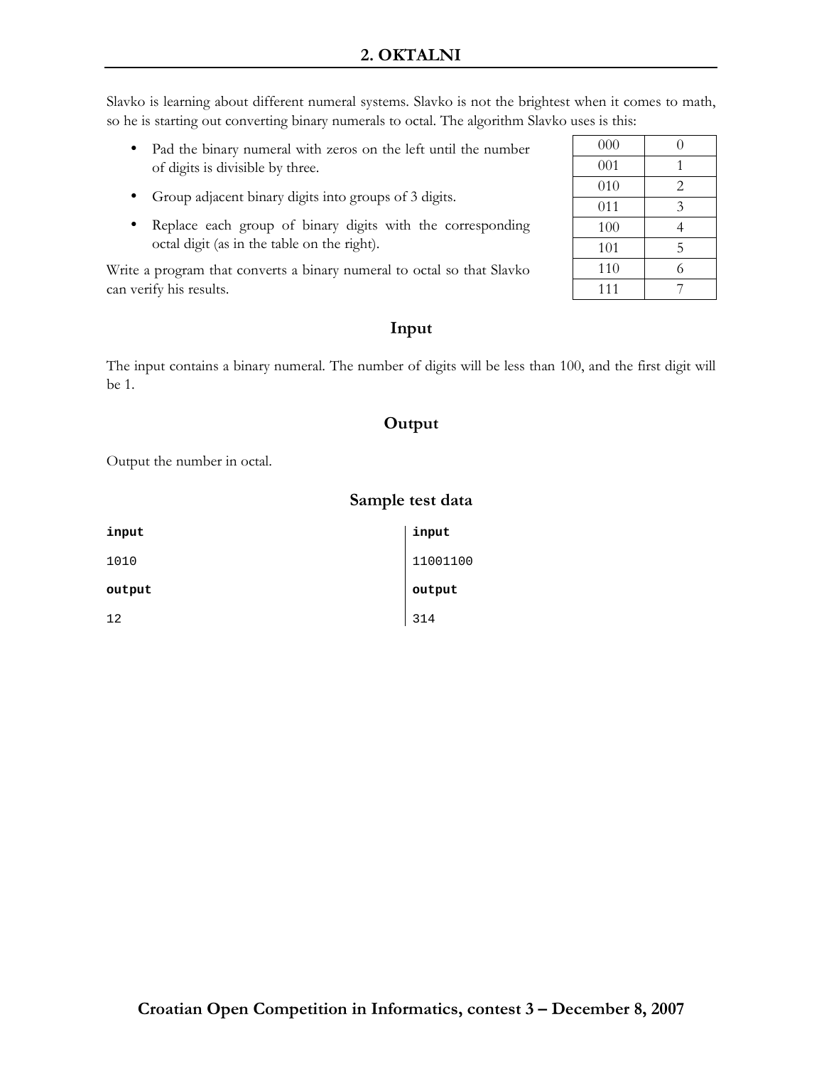# 2. OKTALNI

Slavko is learning about different numeral systems. Slavko is not the brightest when it comes to math, so he is starting out converting binary numerals to octal. The algorithm Slavko uses is this:

- Pad the binary numeral with zeros on the left until the number of digits is divisible by three.
- Group adjacent binary digits into groups of 3 digits.
- Replace each group of binary digits with the corresponding octal digit (as in the table on the right).

| | |
|---|---|
| 000 | 0 |
| 001 | 1 |
| 010 | 2 |
| 011 | 3 |
| 100 | 4 |
| 101 | 5 |
| 110 | 6 |
| 111 | 7 |

Write a program that converts a binary numeral to octal so that Slavko can verify his results.

## Input

The input contains a binary numeral. The number of digits will be less than 100, and the first digit will be 1.

## Output

Output the number in octal.

## Sample test data

**input**

```
1010
```

**output**

```
12
```

**input**

```
11001100
```

**output**

```
314
```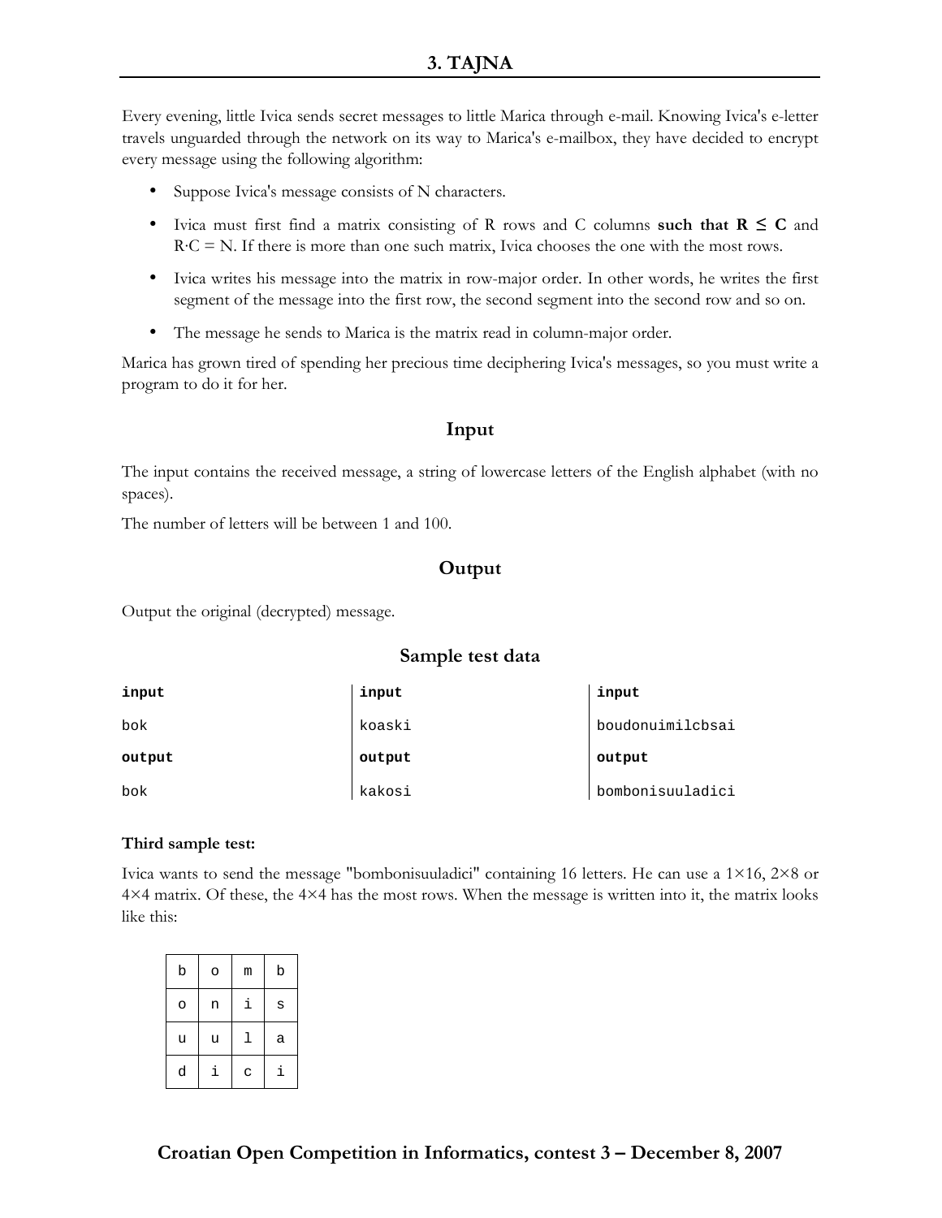# 3. TAJNA

Every evening, little Ivica sends secret messages to little Marica through e-mail. Knowing Ivica's e-letter travels unguarded through the network on its way to Marica's e-mailbox, they have decided to encrypt every message using the following algorithm:

- Suppose Ivica's message consists of N characters.
- Ivica must first find a matrix consisting of R rows and C columns **such that R ≤ C** and R·C = N. If there is more than one such matrix, Ivica chooses the one with the most rows.
- Ivica writes his message into the matrix in row-major order. In other words, he writes the first segment of the message into the first row, the second segment into the second row and so on.
- The message he sends to Marica is the matrix read in column-major order.

Marica has grown tired of spending her precious time deciphering Ivica's messages, so you must write a program to do it for her.

## Input

The input contains the received message, a string of lowercase letters of the English alphabet (with no spaces).

The number of letters will be between 1 and 100.

## Output

Output the original (decrypted) message.

## Sample test data

| input | input | input |
|---|---|---|
| bok | koaski | boudonuimilcbsai |
| **output** | **output** | **output** |
| bok | kakosi | bombonisuuladici |

**Third sample test:**

Ivica wants to send the message "bombonisuuladici" containing 16 letters. He can use a 1×16, 2×8 or 4×4 matrix. Of these, the 4×4 has the most rows. When the message is written into it, the matrix looks like this:

| | | | |
|---|---|---|---|
| b | o | m | b |
| o | n | i | s |
| u | u | l | a |
| d | i | c | i |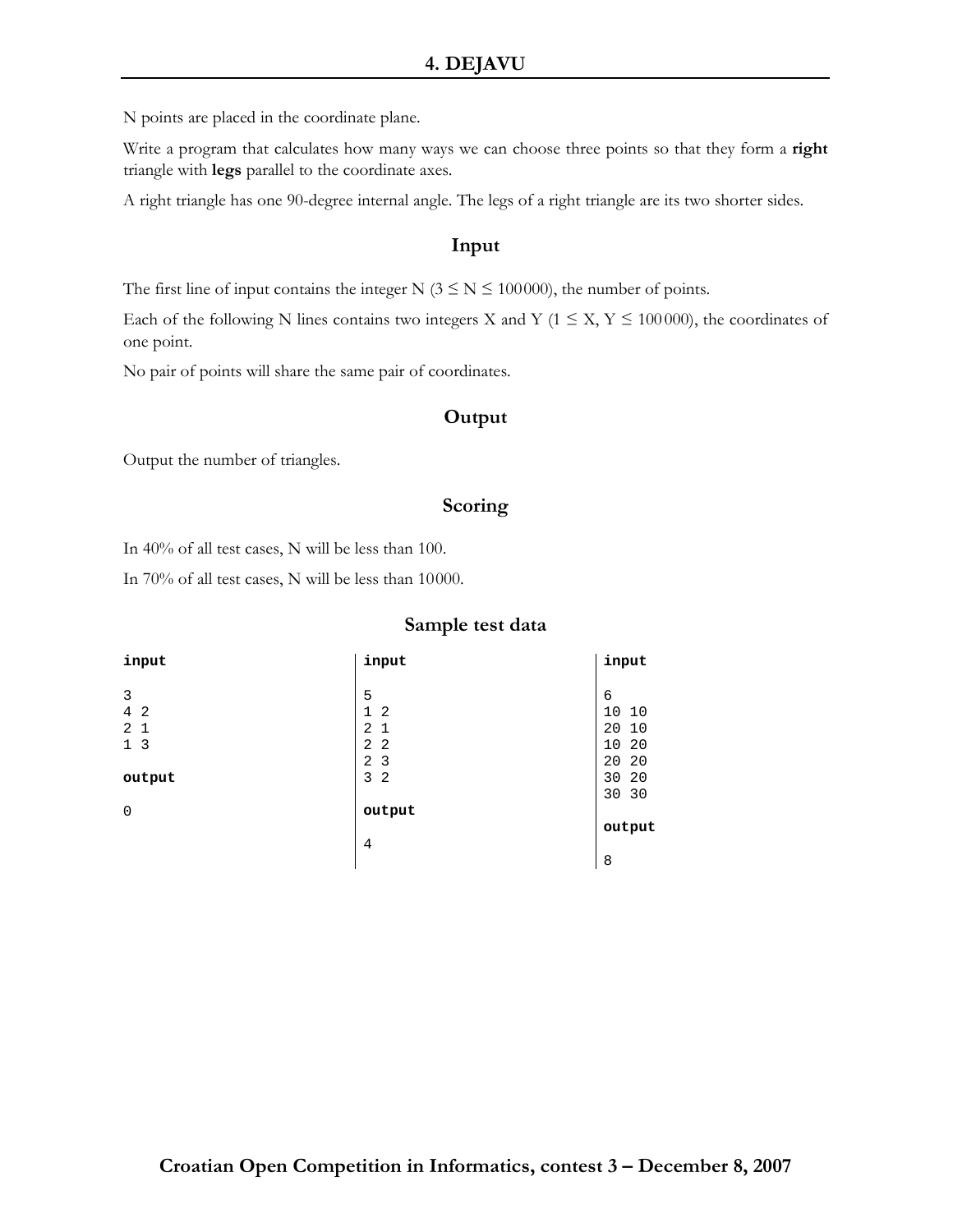# 4. DEJAVU

N points are placed in the coordinate plane.

Write a program that calculates how many ways we can choose three points so that they form a **right** triangle with **legs** parallel to the coordinate axes.

A right triangle has one 90-degree internal angle. The legs of a right triangle are its two shorter sides.

## Input

The first line of input contains the integer N ($3 \le N \le 100000$), the number of points.

Each of the following N lines contains two integers X and Y ($1 \le X, Y \le 100000$), the coordinates of one point.

No pair of points will share the same pair of coordinates.

## Output

Output the number of triangles.

## Scoring

In 40% of all test cases, N will be less than 100.

In 70% of all test cases, N will be less than 10000.

## Sample test data

**input**

```
3
4 2
2 1
1 3
```

**output**

```
0
```

**input**

```
5
1 2
2 1
2 2
2 3
3 2
```

**output**

```
4
```

**input**

```
6
10 10
20 10
10 20
20 20
30 20
30 30
```

**output**

```
8
```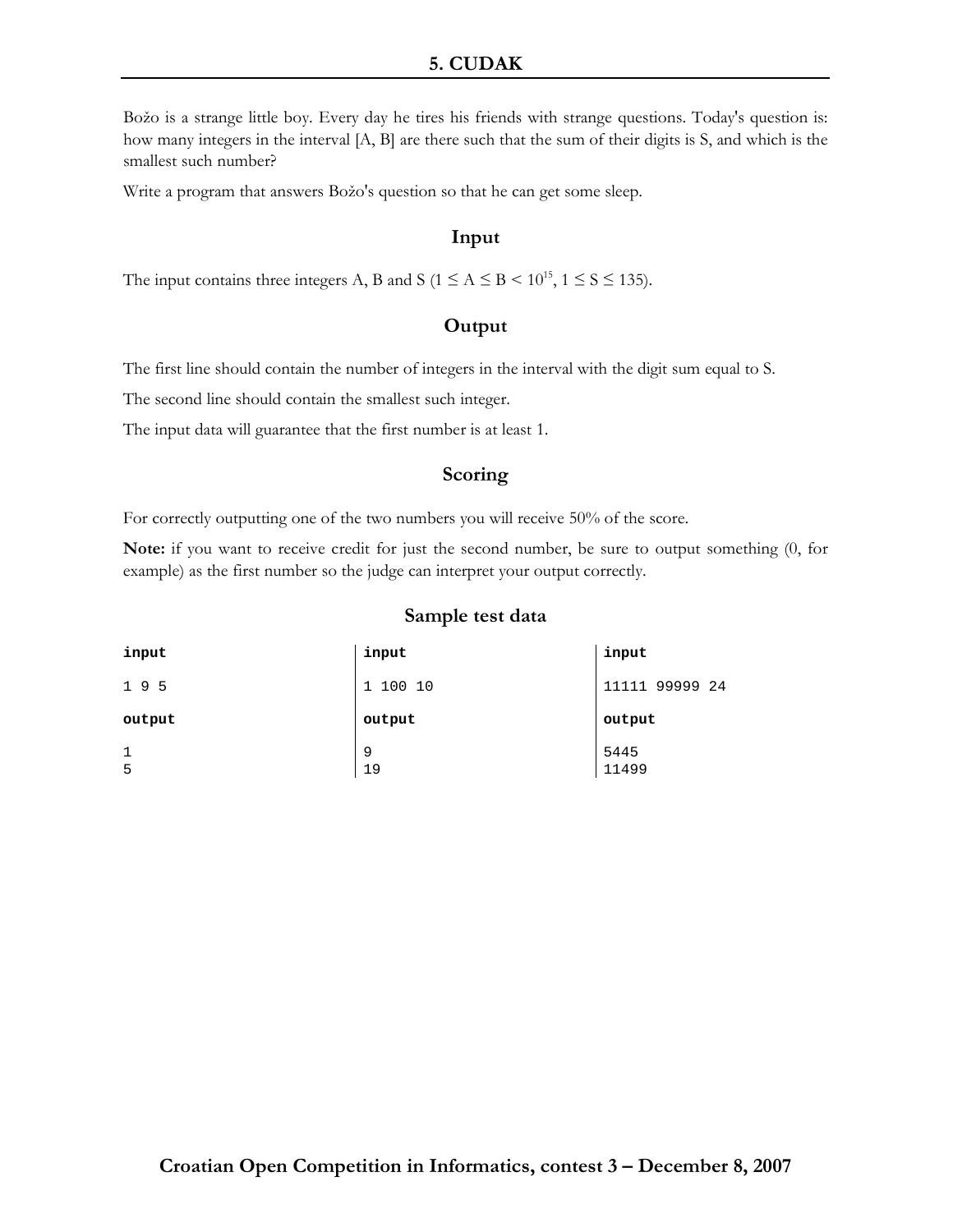# 5. CUDAK

Božo is a strange little boy. Every day he tires his friends with strange questions. Today's question is: how many integers in the interval [A, B] are there such that the sum of their digits is S, and which is the smallest such number?

Write a program that answers Božo's question so that he can get some sleep.

## Input

The input contains three integers A, B and S ($1 \le A \le B < 10^{15}$, $1 \le S \le 135$).

## Output

The first line should contain the number of integers in the interval with the digit sum equal to S.

The second line should contain the smallest such integer.

The input data will guarantee that the first number is at least 1.

## Scoring

For correctly outputting one of the two numbers you will receive 50% of the score.

**Note:** if you want to receive credit for just the second number, be sure to output something (0, for example) as the first number so the judge can interpret your output correctly.

## Sample test data

**input**

```
1 9 5
```

**output**

```
1
5
```

**input**

```
1 100 10
```

**output**

```
9
19
```

**input**

```
11111 99999 24
```

**output**

```
5445
11499
```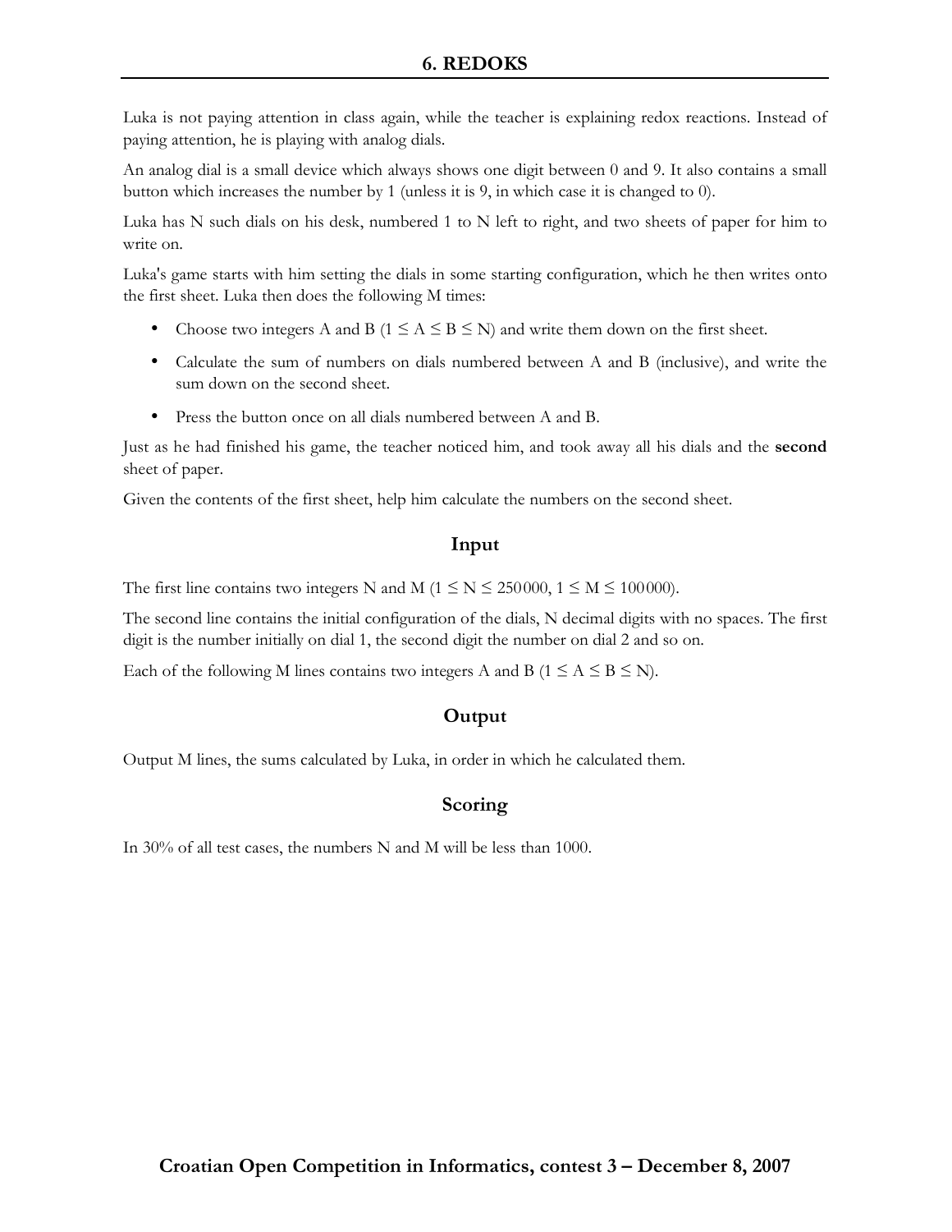# 6. REDOKS

Luka is not paying attention in class again, while the teacher is explaining redox reactions. Instead of paying attention, he is playing with analog dials.

An analog dial is a small device which always shows one digit between 0 and 9. It also contains a small button which increases the number by 1 (unless it is 9, in which case it is changed to 0).

Luka has N such dials on his desk, numbered 1 to N left to right, and two sheets of paper for him to write on.

Luka's game starts with him setting the dials in some starting configuration, which he then writes onto the first sheet. Luka then does the following M times:

- Choose two integers A and B ($1 \le A \le B \le N$) and write them down on the first sheet.
- Calculate the sum of numbers on dials numbered between A and B (inclusive), and write the sum down on the second sheet.
- Press the button once on all dials numbered between A and B.

Just as he had finished his game, the teacher noticed him, and took away all his dials and the **second** sheet of paper.

Given the contents of the first sheet, help him calculate the numbers on the second sheet.

## Input

The first line contains two integers N and M ($1 \le N \le 250000$, $1 \le M \le 100000$).

The second line contains the initial configuration of the dials, N decimal digits with no spaces. The first digit is the number initially on dial 1, the second digit the number on dial 2 and so on.

Each of the following M lines contains two integers A and B ($1 \le A \le B \le N$).

## Output

Output M lines, the sums calculated by Luka, in order in which he calculated them.

## Scoring

In 30% of all test cases, the numbers N and M will be less than 1000.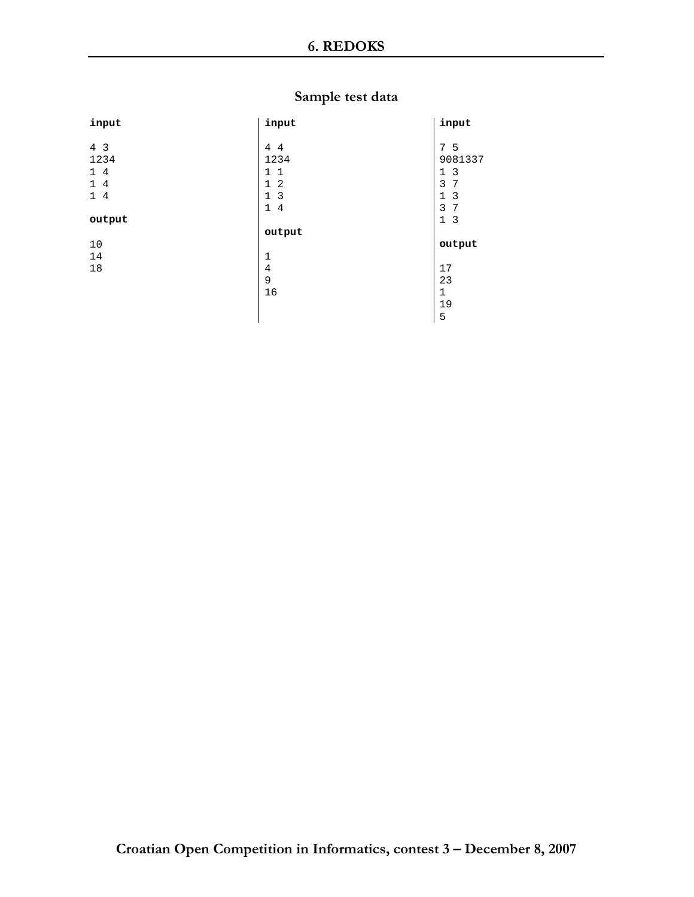## 6. REDOKS

### Sample test data

```
input

4 3
1234
1 4
1 4
1 4

output

10
14
18
```

```
input

4 4
1234
1 1
1 2
1 3
1 4

output

1
4
9
16
```

```
input

7 5
9081337
1 3
3 7
1 3
3 7
1 3

output

17
23
1
19
5
```